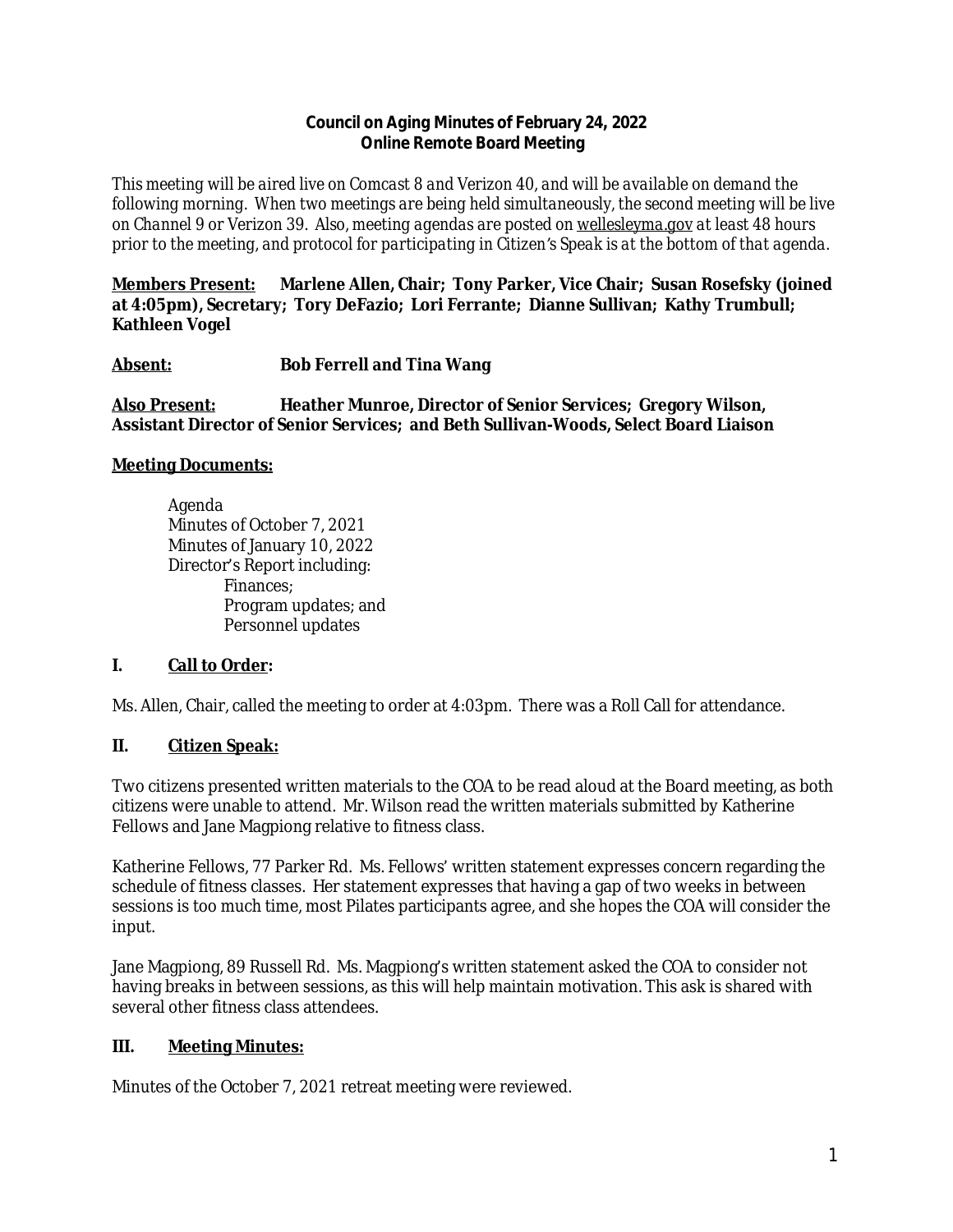**Council on Aging Minutes of February 24, 2022**
**Online Remote Board Meeting**

*This meeting will be aired live on Comcast 8 and Verizon 40, and will be available on demand the following morning. When two meetings are being held simultaneously, the second meeting will be live on Channel 9 or Verizon 39. Also, meeting agendas are posted on wellesleyma.gov at least 48 hours prior to the meeting, and protocol for participating in Citizen's Speak is at the bottom of that agenda.*

**Members Present:** **Marlene Allen, Chair; Tony Parker, Vice Chair; Susan Rosefsky (joined at 4:05pm), Secretary; Tory DeFazio; Lori Ferrante; Dianne Sullivan; Kathy Trumbull; Kathleen Vogel**

**Absent:** **Bob Ferrell and Tina Wang**

**Also Present:** **Heather Munroe, Director of Senior Services; Gregory Wilson, Assistant Director of Senior Services; and Beth Sullivan-Woods, Select Board Liaison**

**Meeting Documents:**

Agenda
Minutes of October 7, 2021
Minutes of January 10, 2022
Director's Report including:
- Finances;
- Program updates; and
- Personnel updates

## I. Call to Order:

Ms. Allen, Chair, called the meeting to order at 4:03pm. There was a Roll Call for attendance.

## II. Citizen Speak:

Two citizens presented written materials to the COA to be read aloud at the Board meeting, as both citizens were unable to attend. Mr. Wilson read the written materials submitted by Katherine Fellows and Jane Magpiong relative to fitness class.

Katherine Fellows, 77 Parker Rd. Ms. Fellows' written statement expresses concern regarding the schedule of fitness classes. Her statement expresses that having a gap of two weeks in between sessions is too much time, most Pilates participants agree, and she hopes the COA will consider the input.

Jane Magpiong, 89 Russell Rd. Ms. Magpiong's written statement asked the COA to consider not having breaks in between sessions, as this will help maintain motivation. This ask is shared with several other fitness class attendees.

## III. Meeting Minutes:

Minutes of the October 7, 2021 retreat meeting were reviewed.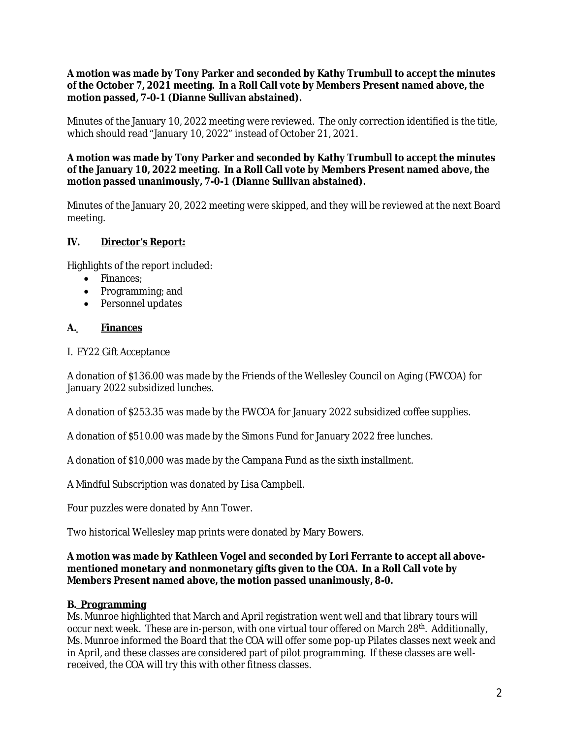**A motion was made by Tony Parker and seconded by Kathy Trumbull to accept the minutes of the October 7, 2021 meeting. In a Roll Call vote by Members Present named above, the motion passed, 7-0-1 (Dianne Sullivan abstained).**

Minutes of the January 10, 2022 meeting were reviewed. The only correction identified is the title, which should read "January 10, 2022" instead of October 21, 2021.

**A motion was made by Tony Parker and seconded by Kathy Trumbull to accept the minutes of the January 10, 2022 meeting. In a Roll Call vote by Members Present named above, the motion passed unanimously, 7-0-1 (Dianne Sullivan abstained).**

Minutes of the January 20, 2022 meeting were skipped, and they will be reviewed at the next Board meeting.

## IV. Director's Report:

Highlights of the report included:

- Finances;
- Programming; and
- Personnel updates

### A. Finances

I. FY22 Gift Acceptance

A donation of $136.00 was made by the Friends of the Wellesley Council on Aging (FWCOA) for January 2022 subsidized lunches.

A donation of $253.35 was made by the FWCOA for January 2022 subsidized coffee supplies.

A donation of $510.00 was made by the Simons Fund for January 2022 free lunches.

A donation of $10,000 was made by the Campana Fund as the sixth installment.

A Mindful Subscription was donated by Lisa Campbell.

Four puzzles were donated by Ann Tower.

Two historical Wellesley map prints were donated by Mary Bowers.

**A motion was made by Kathleen Vogel and seconded by Lori Ferrante to accept all above-mentioned monetary and nonmonetary gifts given to the COA. In a Roll Call vote by Members Present named above, the motion passed unanimously, 8-0.**

### B. Programming

Ms. Munroe highlighted that March and April registration went well and that library tours will occur next week. These are in-person, with one virtual tour offered on March 28th. Additionally, Ms. Munroe informed the Board that the COA will offer some pop-up Pilates classes next week and in April, and these classes are considered part of pilot programming. If these classes are well-received, the COA will try this with other fitness classes.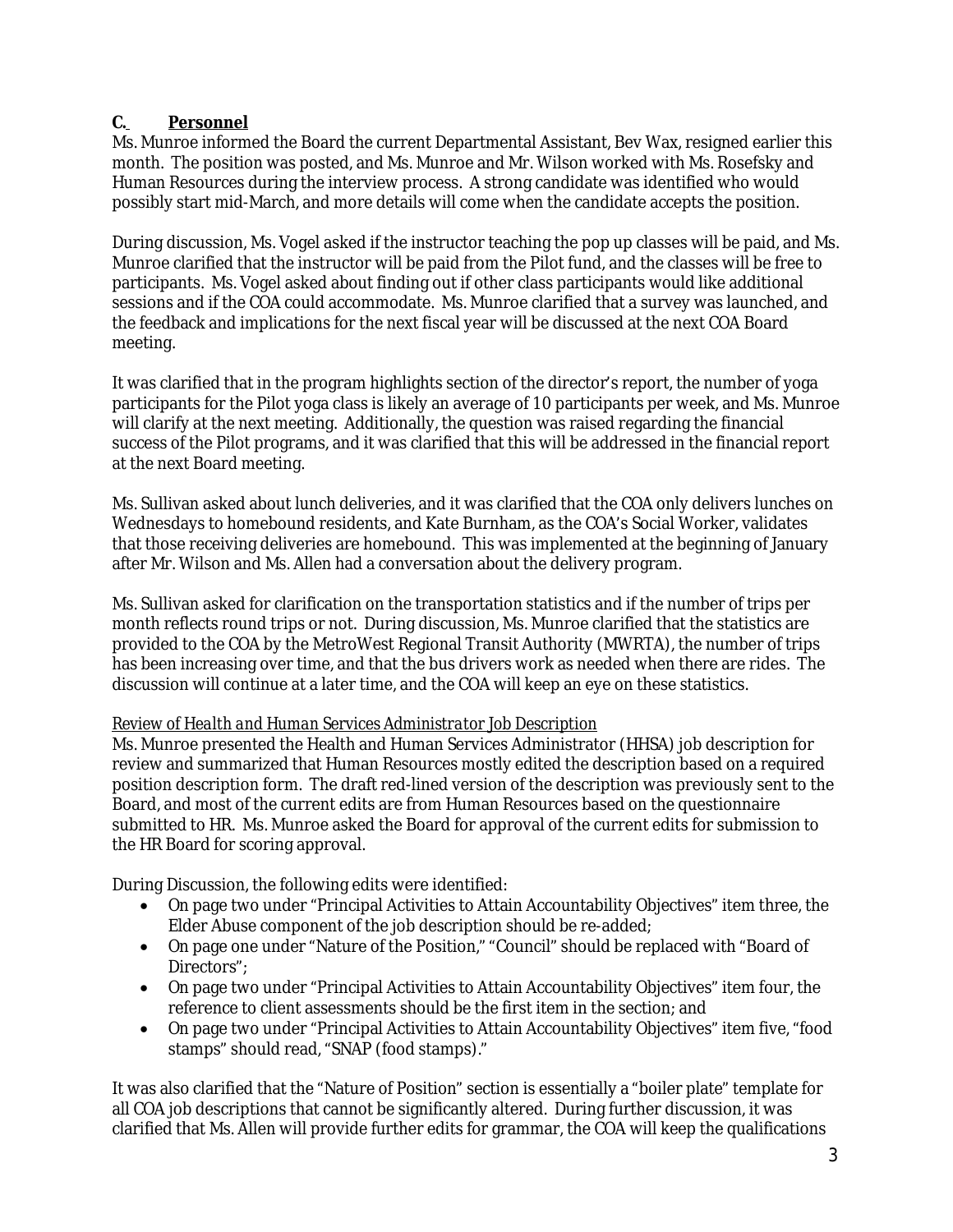### C. **Personnel**

Ms. Munroe informed the Board the current Departmental Assistant, Bev Wax, resigned earlier this month. The position was posted, and Ms. Munroe and Mr. Wilson worked with Ms. Rosefsky and Human Resources during the interview process. A strong candidate was identified who would possibly start mid-March, and more details will come when the candidate accepts the position.

During discussion, Ms. Vogel asked if the instructor teaching the pop up classes will be paid, and Ms. Munroe clarified that the instructor will be paid from the Pilot fund, and the classes will be free to participants. Ms. Vogel asked about finding out if other class participants would like additional sessions and if the COA could accommodate. Ms. Munroe clarified that a survey was launched, and the feedback and implications for the next fiscal year will be discussed at the next COA Board meeting.

It was clarified that in the program highlights section of the director's report, the number of yoga participants for the Pilot yoga class is likely an average of 10 participants per week, and Ms. Munroe will clarify at the next meeting. Additionally, the question was raised regarding the financial success of the Pilot programs, and it was clarified that this will be addressed in the financial report at the next Board meeting.

Ms. Sullivan asked about lunch deliveries, and it was clarified that the COA only delivers lunches on Wednesdays to homebound residents, and Kate Burnham, as the COA's Social Worker, validates that those receiving deliveries are homebound. This was implemented at the beginning of January after Mr. Wilson and Ms. Allen had a conversation about the delivery program.

Ms. Sullivan asked for clarification on the transportation statistics and if the number of trips per month reflects round trips or not. During discussion, Ms. Munroe clarified that the statistics are provided to the COA by the MetroWest Regional Transit Authority (MWRTA), the number of trips has been increasing over time, and that the bus drivers work as needed when there are rides. The discussion will continue at a later time, and the COA will keep an eye on these statistics.

*Review of Health and Human Services Administrator Job Description*

Ms. Munroe presented the Health and Human Services Administrator (HHSA) job description for review and summarized that Human Resources mostly edited the description based on a required position description form. The draft red-lined version of the description was previously sent to the Board, and most of the current edits are from Human Resources based on the questionnaire submitted to HR. Ms. Munroe asked the Board for approval of the current edits for submission to the HR Board for scoring approval.

During Discussion, the following edits were identified:

- On page two under "Principal Activities to Attain Accountability Objectives" item three, the Elder Abuse component of the job description should be re-added;
- On page one under "Nature of the Position," "Council" should be replaced with "Board of Directors";
- On page two under "Principal Activities to Attain Accountability Objectives" item four, the reference to client assessments should be the first item in the section; and
- On page two under "Principal Activities to Attain Accountability Objectives" item five, "food stamps" should read, "SNAP (food stamps)."

It was also clarified that the "Nature of Position" section is essentially a "boiler plate" template for all COA job descriptions that cannot be significantly altered. During further discussion, it was clarified that Ms. Allen will provide further edits for grammar, the COA will keep the qualifications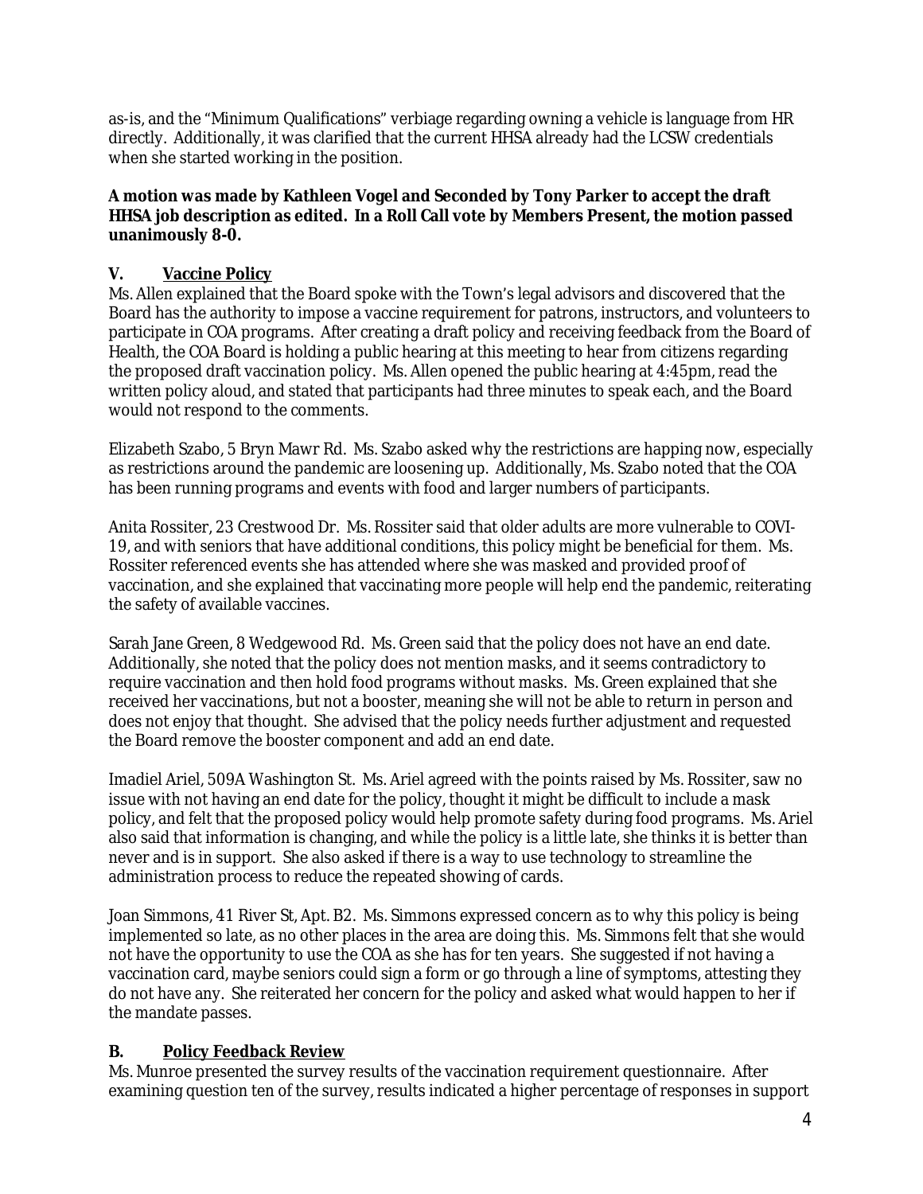as-is, and the "Minimum Qualifications" verbiage regarding owning a vehicle is language from HR directly. Additionally, it was clarified that the current HHSA already had the LCSW credentials when she started working in the position.

**A motion was made by Kathleen Vogel and Seconded by Tony Parker to accept the draft HHSA job description as edited. In a Roll Call vote by Members Present, the motion passed unanimously 8-0.**

## V. Vaccine Policy

Ms. Allen explained that the Board spoke with the Town's legal advisors and discovered that the Board has the authority to impose a vaccine requirement for patrons, instructors, and volunteers to participate in COA programs. After creating a draft policy and receiving feedback from the Board of Health, the COA Board is holding a public hearing at this meeting to hear from citizens regarding the proposed draft vaccination policy. Ms. Allen opened the public hearing at 4:45pm, read the written policy aloud, and stated that participants had three minutes to speak each, and the Board would not respond to the comments.

Elizabeth Szabo, 5 Bryn Mawr Rd. Ms. Szabo asked why the restrictions are happing now, especially as restrictions around the pandemic are loosening up. Additionally, Ms. Szabo noted that the COA has been running programs and events with food and larger numbers of participants.

Anita Rossiter, 23 Crestwood Dr. Ms. Rossiter said that older adults are more vulnerable to COVI-19, and with seniors that have additional conditions, this policy might be beneficial for them. Ms. Rossiter referenced events she has attended where she was masked and provided proof of vaccination, and she explained that vaccinating more people will help end the pandemic, reiterating the safety of available vaccines.

Sarah Jane Green, 8 Wedgewood Rd. Ms. Green said that the policy does not have an end date. Additionally, she noted that the policy does not mention masks, and it seems contradictory to require vaccination and then hold food programs without masks. Ms. Green explained that she received her vaccinations, but not a booster, meaning she will not be able to return in person and does not enjoy that thought. She advised that the policy needs further adjustment and requested the Board remove the booster component and add an end date.

Imadiel Ariel, 509A Washington St. Ms. Ariel agreed with the points raised by Ms. Rossiter, saw no issue with not having an end date for the policy, thought it might be difficult to include a mask policy, and felt that the proposed policy would help promote safety during food programs. Ms. Ariel also said that information is changing, and while the policy is a little late, she thinks it is better than never and is in support. She also asked if there is a way to use technology to streamline the administration process to reduce the repeated showing of cards.

Joan Simmons, 41 River St, Apt. B2. Ms. Simmons expressed concern as to why this policy is being implemented so late, as no other places in the area are doing this. Ms. Simmons felt that she would not have the opportunity to use the COA as she has for ten years. She suggested if not having a vaccination card, maybe seniors could sign a form or go through a line of symptoms, attesting they do not have any. She reiterated her concern for the policy and asked what would happen to her if the mandate passes.

## B. Policy Feedback Review

Ms. Munroe presented the survey results of the vaccination requirement questionnaire. After examining question ten of the survey, results indicated a higher percentage of responses in support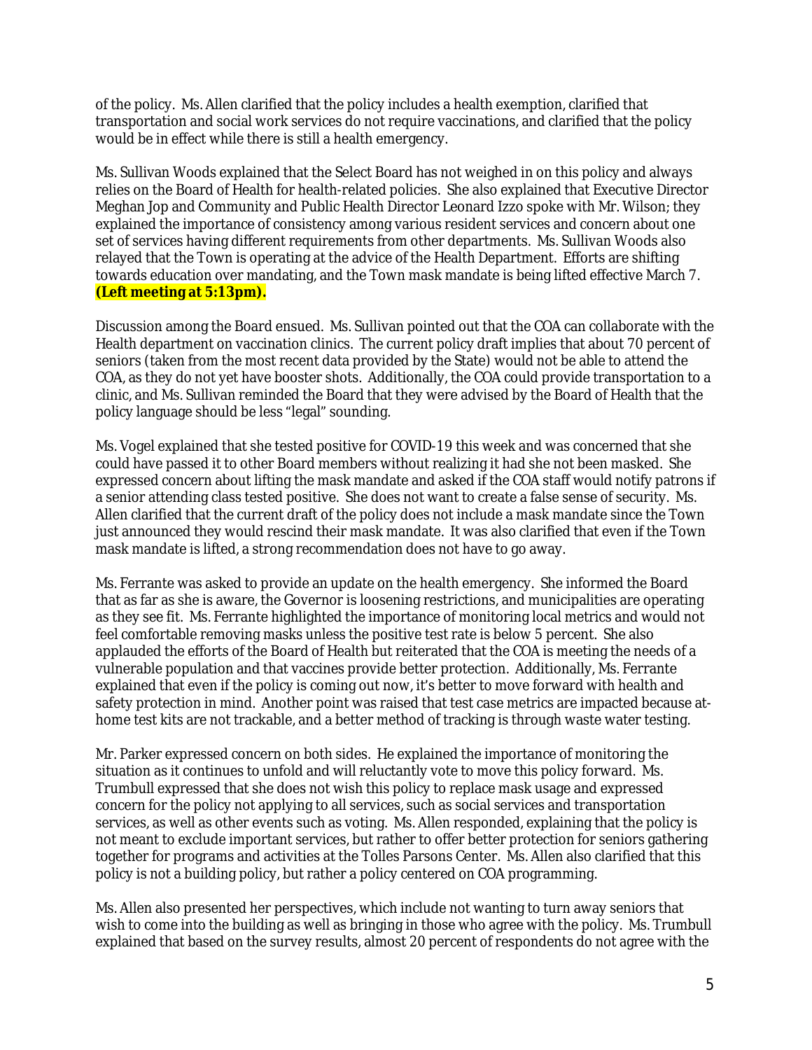of the policy. Ms. Allen clarified that the policy includes a health exemption, clarified that transportation and social work services do not require vaccinations, and clarified that the policy would be in effect while there is still a health emergency.

Ms. Sullivan Woods explained that the Select Board has not weighed in on this policy and always relies on the Board of Health for health-related policies. She also explained that Executive Director Meghan Jop and Community and Public Health Director Leonard Izzo spoke with Mr. Wilson; they explained the importance of consistency among various resident services and concern about one set of services having different requirements from other departments. Ms. Sullivan Woods also relayed that the Town is operating at the advice of the Health Department. Efforts are shifting towards education over mandating, and the Town mask mandate is being lifted effective March 7. **(Left meeting at 5:13pm).**

Discussion among the Board ensued. Ms. Sullivan pointed out that the COA can collaborate with the Health department on vaccination clinics. The current policy draft implies that about 70 percent of seniors (taken from the most recent data provided by the State) would not be able to attend the COA, as they do not yet have booster shots. Additionally, the COA could provide transportation to a clinic, and Ms. Sullivan reminded the Board that they were advised by the Board of Health that the policy language should be less "legal" sounding.

Ms. Vogel explained that she tested positive for COVID-19 this week and was concerned that she could have passed it to other Board members without realizing it had she not been masked. She expressed concern about lifting the mask mandate and asked if the COA staff would notify patrons if a senior attending class tested positive. She does not want to create a false sense of security. Ms. Allen clarified that the current draft of the policy does not include a mask mandate since the Town just announced they would rescind their mask mandate. It was also clarified that even if the Town mask mandate is lifted, a strong recommendation does not have to go away.

Ms. Ferrante was asked to provide an update on the health emergency. She informed the Board that as far as she is aware, the Governor is loosening restrictions, and municipalities are operating as they see fit. Ms. Ferrante highlighted the importance of monitoring local metrics and would not feel comfortable removing masks unless the positive test rate is below 5 percent. She also applauded the efforts of the Board of Health but reiterated that the COA is meeting the needs of a vulnerable population and that vaccines provide better protection. Additionally, Ms. Ferrante explained that even if the policy is coming out now, it's better to move forward with health and safety protection in mind. Another point was raised that test case metrics are impacted because at-home test kits are not trackable, and a better method of tracking is through waste water testing.

Mr. Parker expressed concern on both sides. He explained the importance of monitoring the situation as it continues to unfold and will reluctantly vote to move this policy forward. Ms. Trumbull expressed that she does not wish this policy to replace mask usage and expressed concern for the policy not applying to all services, such as social services and transportation services, as well as other events such as voting. Ms. Allen responded, explaining that the policy is not meant to exclude important services, but rather to offer better protection for seniors gathering together for programs and activities at the Tolles Parsons Center. Ms. Allen also clarified that this policy is not a building policy, but rather a policy centered on COA programming.

Ms. Allen also presented her perspectives, which include not wanting to turn away seniors that wish to come into the building as well as bringing in those who agree with the policy. Ms. Trumbull explained that based on the survey results, almost 20 percent of respondents do not agree with the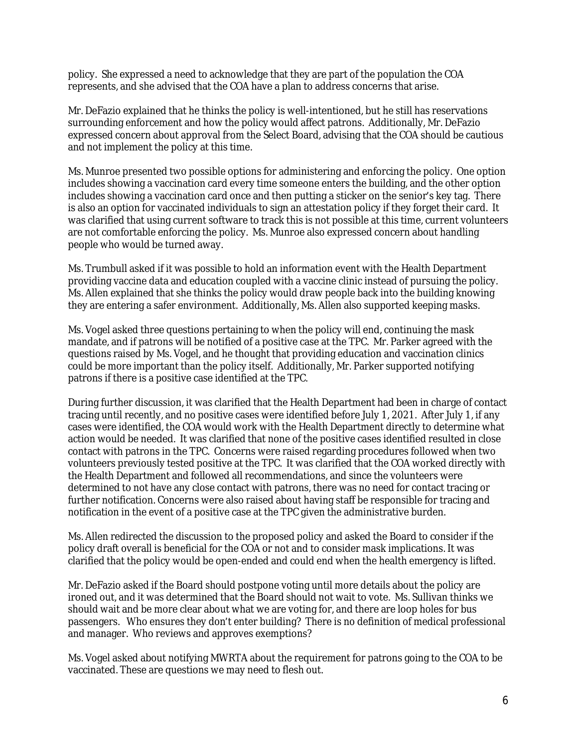policy. She expressed a need to acknowledge that they are part of the population the COA represents, and she advised that the COA have a plan to address concerns that arise.

Mr. DeFazio explained that he thinks the policy is well-intentioned, but he still has reservations surrounding enforcement and how the policy would affect patrons. Additionally, Mr. DeFazio expressed concern about approval from the Select Board, advising that the COA should be cautious and not implement the policy at this time.

Ms. Munroe presented two possible options for administering and enforcing the policy. One option includes showing a vaccination card every time someone enters the building, and the other option includes showing a vaccination card once and then putting a sticker on the senior's key tag. There is also an option for vaccinated individuals to sign an attestation policy if they forget their card. It was clarified that using current software to track this is not possible at this time, current volunteers are not comfortable enforcing the policy. Ms. Munroe also expressed concern about handling people who would be turned away.

Ms. Trumbull asked if it was possible to hold an information event with the Health Department providing vaccine data and education coupled with a vaccine clinic instead of pursuing the policy. Ms. Allen explained that she thinks the policy would draw people back into the building knowing they are entering a safer environment. Additionally, Ms. Allen also supported keeping masks.

Ms. Vogel asked three questions pertaining to when the policy will end, continuing the mask mandate, and if patrons will be notified of a positive case at the TPC. Mr. Parker agreed with the questions raised by Ms. Vogel, and he thought that providing education and vaccination clinics could be more important than the policy itself. Additionally, Mr. Parker supported notifying patrons if there is a positive case identified at the TPC.

During further discussion, it was clarified that the Health Department had been in charge of contact tracing until recently, and no positive cases were identified before July 1, 2021. After July 1, if any cases were identified, the COA would work with the Health Department directly to determine what action would be needed. It was clarified that none of the positive cases identified resulted in close contact with patrons in the TPC. Concerns were raised regarding procedures followed when two volunteers previously tested positive at the TPC. It was clarified that the COA worked directly with the Health Department and followed all recommendations, and since the volunteers were determined to not have any close contact with patrons, there was no need for contact tracing or further notification. Concerns were also raised about having staff be responsible for tracing and notification in the event of a positive case at the TPC given the administrative burden.

Ms. Allen redirected the discussion to the proposed policy and asked the Board to consider if the policy draft overall is beneficial for the COA or not and to consider mask implications. It was clarified that the policy would be open-ended and could end when the health emergency is lifted.

Mr. DeFazio asked if the Board should postpone voting until more details about the policy are ironed out, and it was determined that the Board should not wait to vote. Ms. Sullivan thinks we should wait and be more clear about what we are voting for, and there are loop holes for bus passengers. Who ensures they don't enter building? There is no definition of medical professional and manager. Who reviews and approves exemptions?

Ms. Vogel asked about notifying MWRTA about the requirement for patrons going to the COA to be vaccinated. These are questions we may need to flesh out.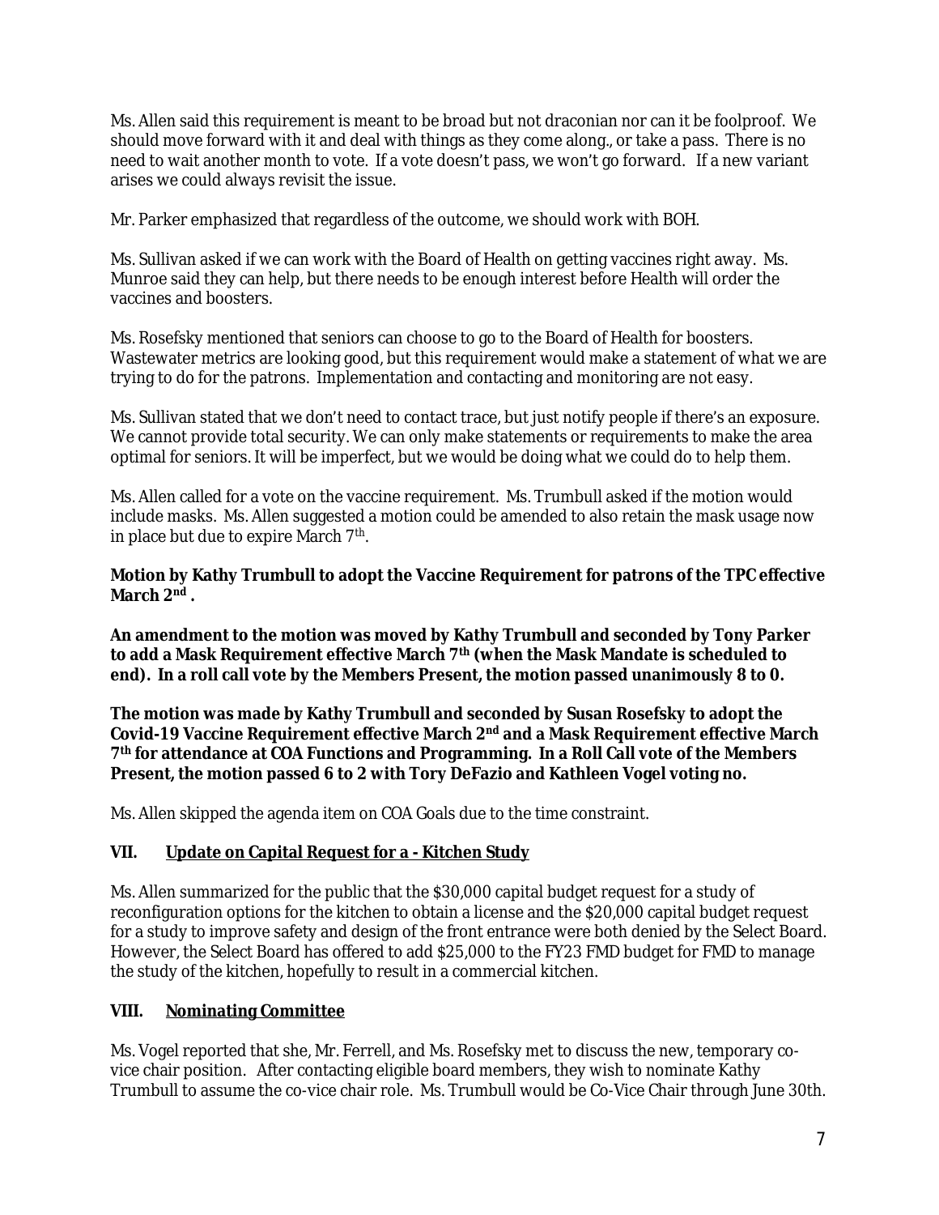Ms. Allen said this requirement is meant to be broad but not draconian nor can it be foolproof. We should move forward with it and deal with things as they come along., or take a pass. There is no need to wait another month to vote. If a vote doesn't pass, we won't go forward. If a new variant arises we could always revisit the issue.

Mr. Parker emphasized that regardless of the outcome, we should work with BOH.

Ms. Sullivan asked if we can work with the Board of Health on getting vaccines right away. Ms. Munroe said they can help, but there needs to be enough interest before Health will order the vaccines and boosters.

Ms. Rosefsky mentioned that seniors can choose to go to the Board of Health for boosters. Wastewater metrics are looking good, but this requirement would make a statement of what we are trying to do for the patrons. Implementation and contacting and monitoring are not easy.

Ms. Sullivan stated that we don't need to contact trace, but just notify people if there's an exposure. We cannot provide total security. We can only make statements or requirements to make the area optimal for seniors. It will be imperfect, but we would be doing what we could do to help them.

Ms. Allen called for a vote on the vaccine requirement. Ms. Trumbull asked if the motion would include masks. Ms. Allen suggested a motion could be amended to also retain the mask usage now in place but due to expire March 7th.

**Motion by Kathy Trumbull to adopt the Vaccine Requirement for patrons of the TPC effective March 2nd .**

**An amendment to the motion was moved by Kathy Trumbull and seconded by Tony Parker to add a Mask Requirement effective March 7th (when the Mask Mandate is scheduled to end). In a roll call vote by the Members Present, the motion passed unanimously 8 to 0.**

**The motion was made by Kathy Trumbull and seconded by Susan Rosefsky to adopt the Covid-19 Vaccine Requirement effective March 2nd and a Mask Requirement effective March 7th for attendance at COA Functions and Programming. In a Roll Call vote of the Members Present, the motion passed 6 to 2 with Tory DeFazio and Kathleen Vogel voting no.**

Ms. Allen skipped the agenda item on COA Goals due to the time constraint.

## VII. Update on Capital Request for a - Kitchen Study

Ms. Allen summarized for the public that the $30,000 capital budget request for a study of reconfiguration options for the kitchen to obtain a license and the $20,000 capital budget request for a study to improve safety and design of the front entrance were both denied by the Select Board. However, the Select Board has offered to add $25,000 to the FY23 FMD budget for FMD to manage the study of the kitchen, hopefully to result in a commercial kitchen.

## VIII. Nominating Committee

Ms. Vogel reported that she, Mr. Ferrell, and Ms. Rosefsky met to discuss the new, temporary co-vice chair position. After contacting eligible board members, they wish to nominate Kathy Trumbull to assume the co-vice chair role. Ms. Trumbull would be Co-Vice Chair through June 30th.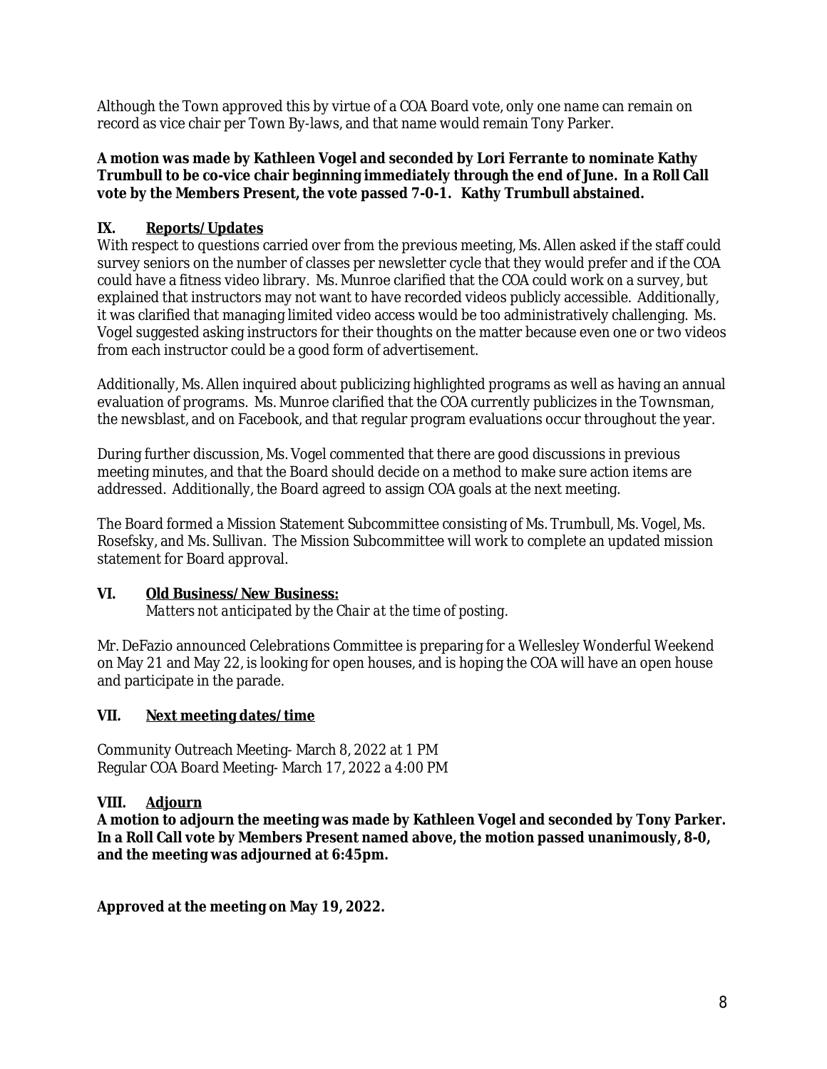Although the Town approved this by virtue of a COA Board vote, only one name can remain on record as vice chair per Town By-laws, and that name would remain Tony Parker.

**A motion was made by Kathleen Vogel and seconded by Lori Ferrante to nominate Kathy Trumbull to be co-vice chair beginning immediately through the end of June. In a Roll Call vote by the Members Present, the vote passed 7-0-1. Kathy Trumbull abstained.**

## IX. Reports/Updates

With respect to questions carried over from the previous meeting, Ms. Allen asked if the staff could survey seniors on the number of classes per newsletter cycle that they would prefer and if the COA could have a fitness video library. Ms. Munroe clarified that the COA could work on a survey, but explained that instructors may not want to have recorded videos publicly accessible. Additionally, it was clarified that managing limited video access would be too administratively challenging. Ms. Vogel suggested asking instructors for their thoughts on the matter because even one or two videos from each instructor could be a good form of advertisement.

Additionally, Ms. Allen inquired about publicizing highlighted programs as well as having an annual evaluation of programs. Ms. Munroe clarified that the COA currently publicizes in the Townsman, the newsblast, and on Facebook, and that regular program evaluations occur throughout the year.

During further discussion, Ms. Vogel commented that there are good discussions in previous meeting minutes, and that the Board should decide on a method to make sure action items are addressed. Additionally, the Board agreed to assign COA goals at the next meeting.

The Board formed a Mission Statement Subcommittee consisting of Ms. Trumbull, Ms. Vogel, Ms. Rosefsky, and Ms. Sullivan. The Mission Subcommittee will work to complete an updated mission statement for Board approval.

## VI. Old Business/New Business:

*Matters not anticipated by the Chair at the time of posting.*

Mr. DeFazio announced Celebrations Committee is preparing for a Wellesley Wonderful Weekend on May 21 and May 22, is looking for open houses, and is hoping the COA will have an open house and participate in the parade.

## VII. Next meeting dates/time

Community Outreach Meeting- March 8, 2022 at 1 PM
Regular COA Board Meeting- March 17, 2022 a 4:00 PM

## VIII. Adjourn

**A motion to adjourn the meeting was made by Kathleen Vogel and seconded by Tony Parker. In a Roll Call vote by Members Present named above, the motion passed unanimously, 8-0, and the meeting was adjourned at 6:45pm.**

**Approved at the meeting on May 19, 2022.**